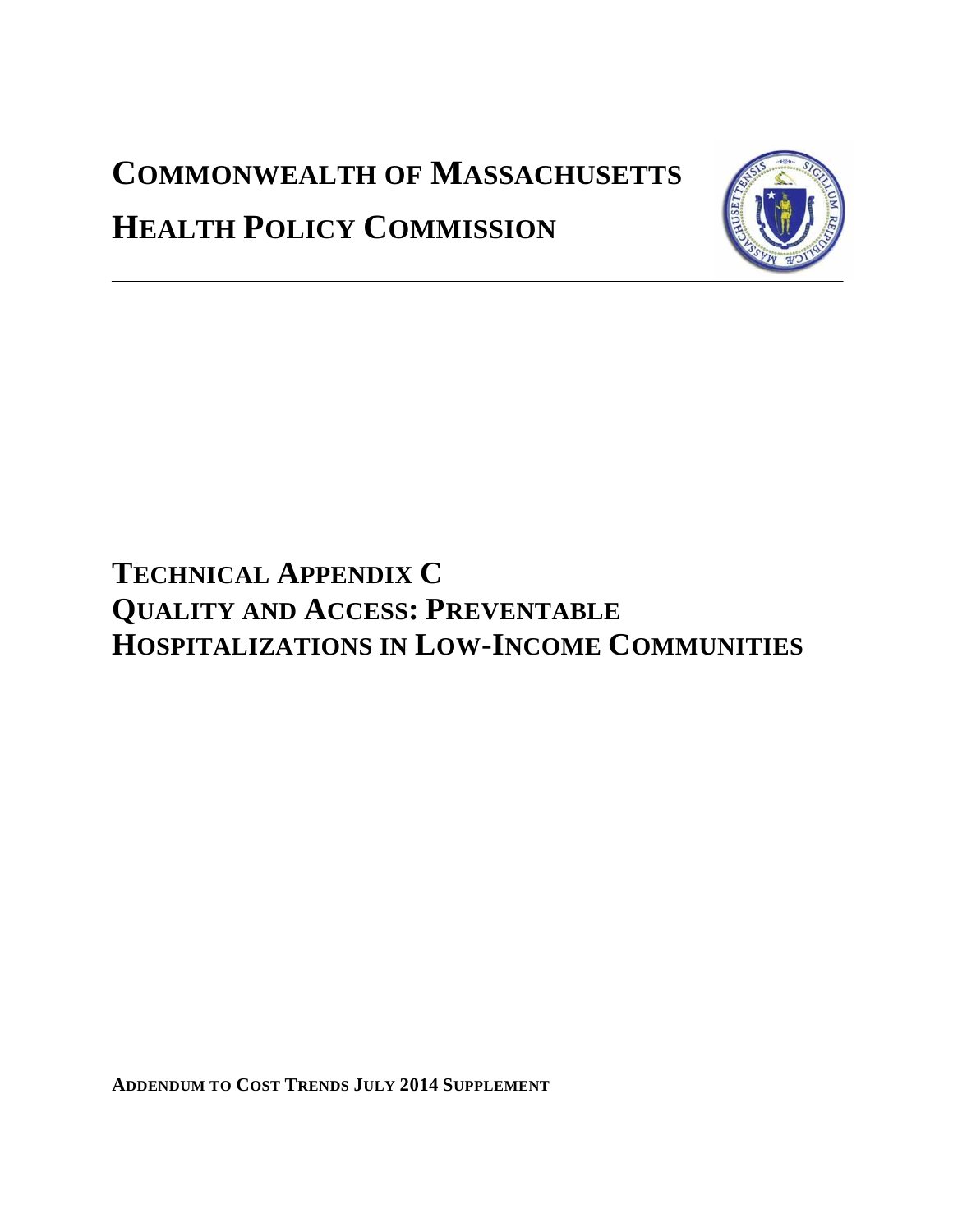# COMMONWEALTH OF MASSACHUSETTS

# HEALTH POLICY COMMISSION

## TECHNICAL APPENDIX C
## QUALITY AND ACCESS: PREVENTABLE HOSPITALIZATIONS IN LOW-INCOME COMMUNITIES

**ADDENDUM TO COST TRENDS JULY 2014 SUPPLEMENT**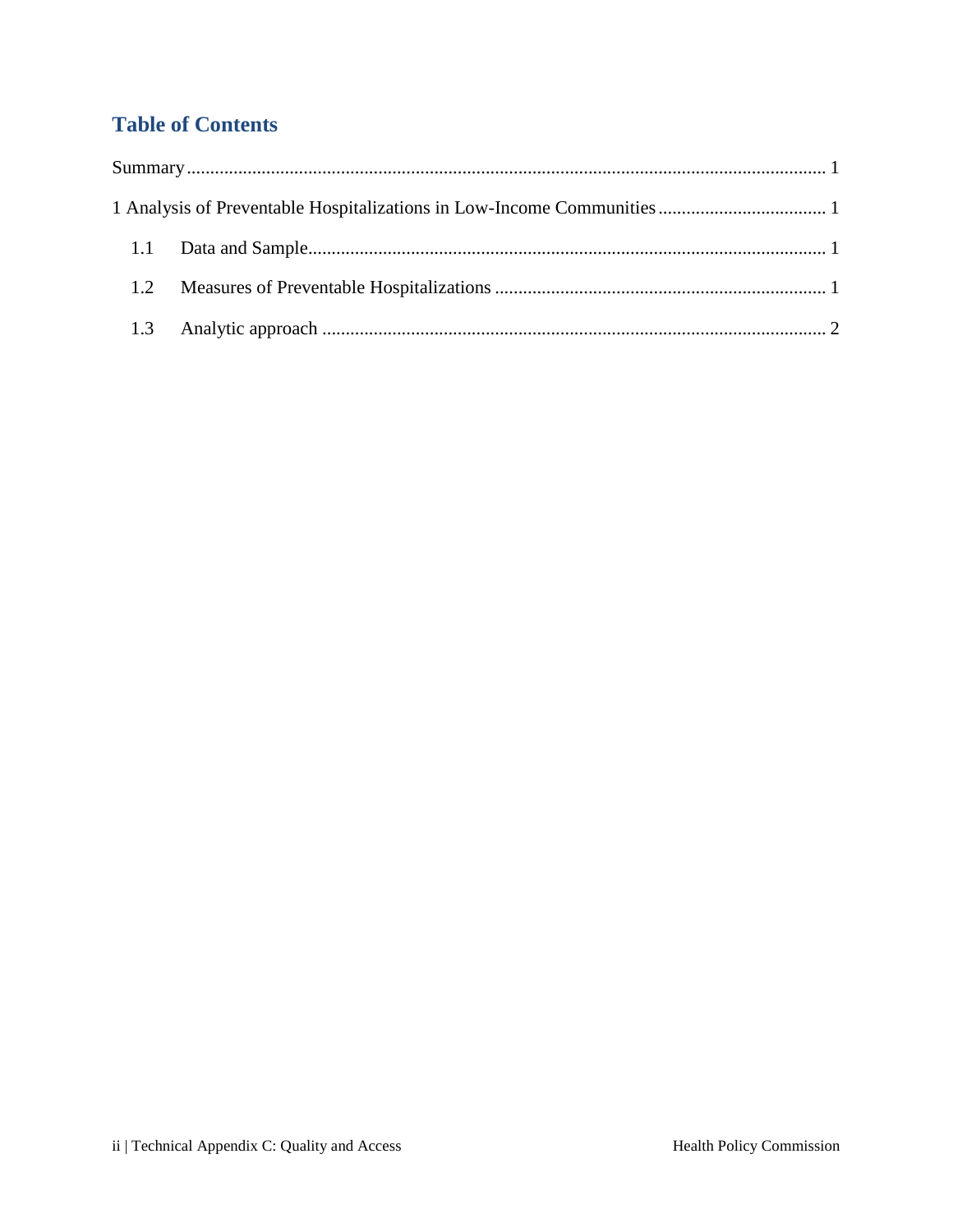## Table of Contents

Summary ........................................................................................................................................ 1

1 Analysis of Preventable Hospitalizations in Low-Income Communities .................................... 1

- 1.1 Data and Sample ............................................................................................................... 1
- 1.2 Measures of Preventable Hospitalizations ....................................................................... 1
- 1.3 Analytic approach ............................................................................................................ 2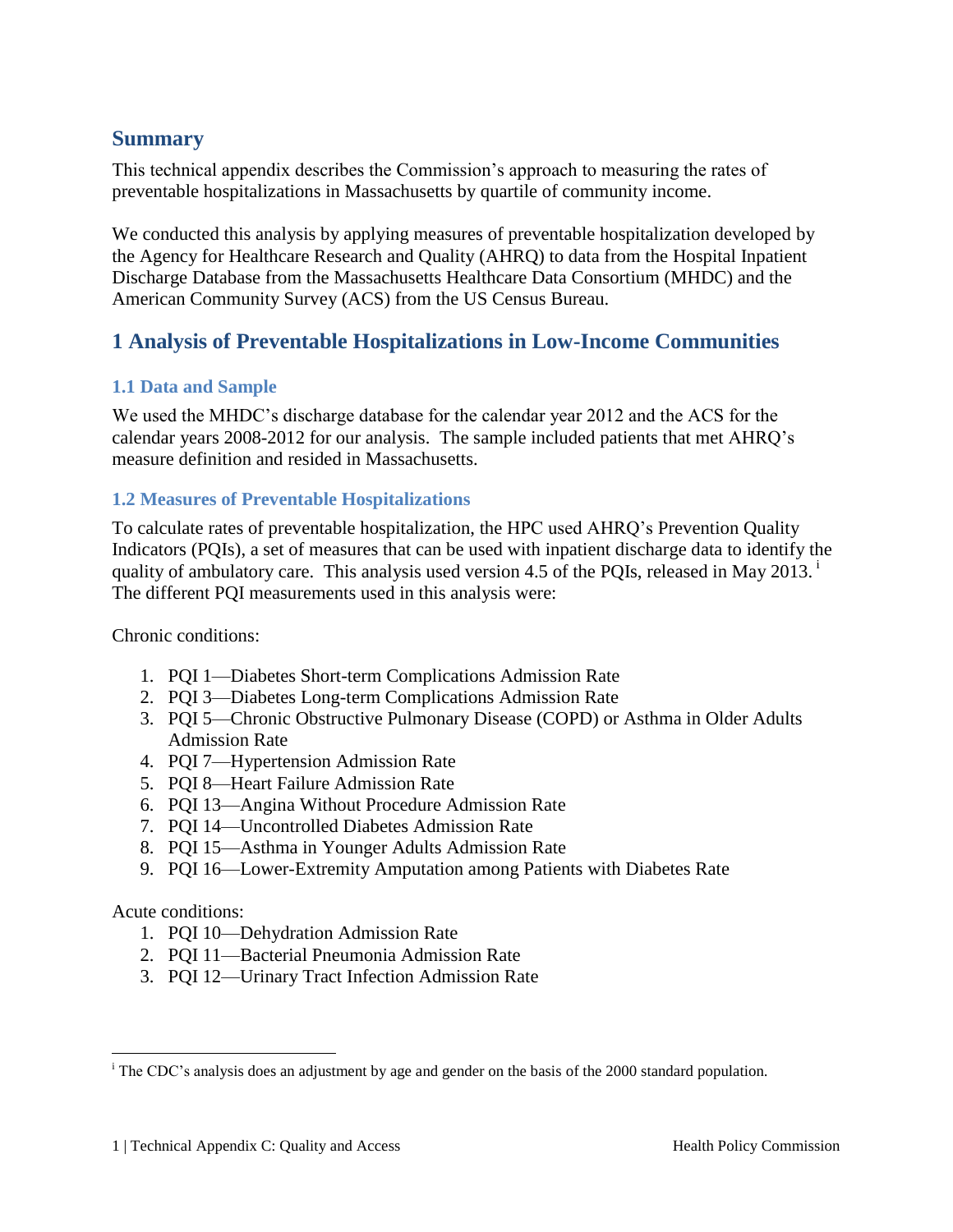## Summary

This technical appendix describes the Commission's approach to measuring the rates of preventable hospitalizations in Massachusetts by quartile of community income.

We conducted this analysis by applying measures of preventable hospitalization developed by the Agency for Healthcare Research and Quality (AHRQ) to data from the Hospital Inpatient Discharge Database from the Massachusetts Healthcare Data Consortium (MHDC) and the American Community Survey (ACS) from the US Census Bureau.

## 1 Analysis of Preventable Hospitalizations in Low-Income Communities

### 1.1 Data and Sample

We used the MHDC's discharge database for the calendar year 2012 and the ACS for the calendar years 2008-2012 for our analysis. The sample included patients that met AHRQ's measure definition and resided in Massachusetts.

### 1.2 Measures of Preventable Hospitalizations

To calculate rates of preventable hospitalization, the HPC used AHRQ's Prevention Quality Indicators (PQIs), a set of measures that can be used with inpatient discharge data to identify the quality of ambulatory care. This analysis used version 4.5 of the PQIs, released in May 2013. [i] The different PQI measurements used in this analysis were:

Chronic conditions:

1. PQI 1—Diabetes Short-term Complications Admission Rate
2. PQI 3—Diabetes Long-term Complications Admission Rate
3. PQI 5—Chronic Obstructive Pulmonary Disease (COPD) or Asthma in Older Adults Admission Rate
4. PQI 7—Hypertension Admission Rate
5. PQI 8—Heart Failure Admission Rate
6. PQI 13—Angina Without Procedure Admission Rate
7. PQI 14—Uncontrolled Diabetes Admission Rate
8. PQI 15—Asthma in Younger Adults Admission Rate
9. PQI 16—Lower-Extremity Amputation among Patients with Diabetes Rate

Acute conditions:

1. PQI 10—Dehydration Admission Rate
2. PQI 11—Bacterial Pneumonia Admission Rate
3. PQI 12—Urinary Tract Infection Admission Rate

---

[i] The CDC's analysis does an adjustment by age and gender on the basis of the 2000 standard population.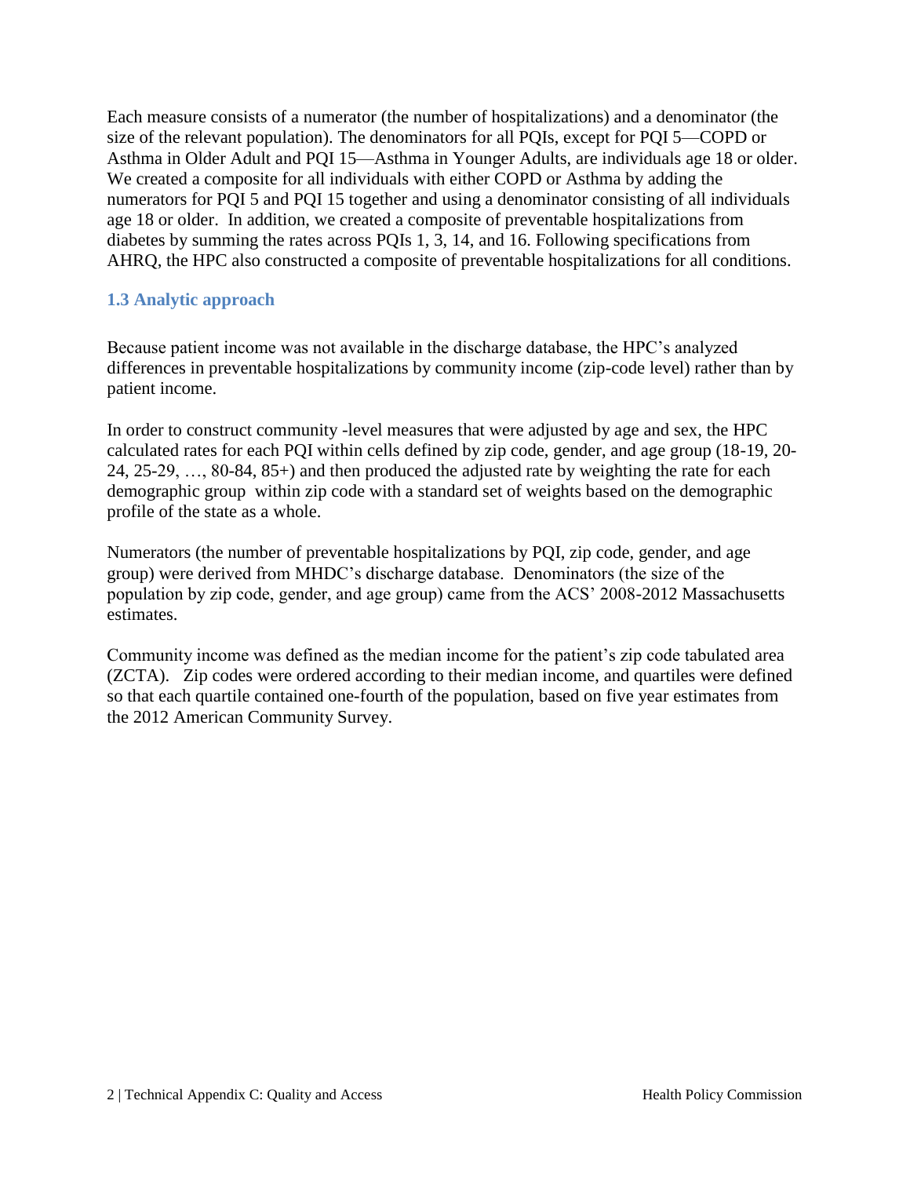Each measure consists of a numerator (the number of hospitalizations) and a denominator (the size of the relevant population). The denominators for all PQIs, except for PQI 5—COPD or Asthma in Older Adult and PQI 15—Asthma in Younger Adults, are individuals age 18 or older. We created a composite for all individuals with either COPD or Asthma by adding the numerators for PQI 5 and PQI 15 together and using a denominator consisting of all individuals age 18 or older. In addition, we created a composite of preventable hospitalizations from diabetes by summing the rates across PQIs 1, 3, 14, and 16. Following specifications from AHRQ, the HPC also constructed a composite of preventable hospitalizations for all conditions.

### 1.3 Analytic approach

Because patient income was not available in the discharge database, the HPC's analyzed differences in preventable hospitalizations by community income (zip-code level) rather than by patient income.

In order to construct community -level measures that were adjusted by age and sex, the HPC calculated rates for each PQI within cells defined by zip code, gender, and age group (18-19, 20-24, 25-29, …, 80-84, 85+) and then produced the adjusted rate by weighting the rate for each demographic group within zip code with a standard set of weights based on the demographic profile of the state as a whole.

Numerators (the number of preventable hospitalizations by PQI, zip code, gender, and age group) were derived from MHDC's discharge database. Denominators (the size of the population by zip code, gender, and age group) came from the ACS' 2008-2012 Massachusetts estimates.

Community income was defined as the median income for the patient's zip code tabulated area (ZCTA). Zip codes were ordered according to their median income, and quartiles were defined so that each quartile contained one-fourth of the population, based on five year estimates from the 2012 American Community Survey.